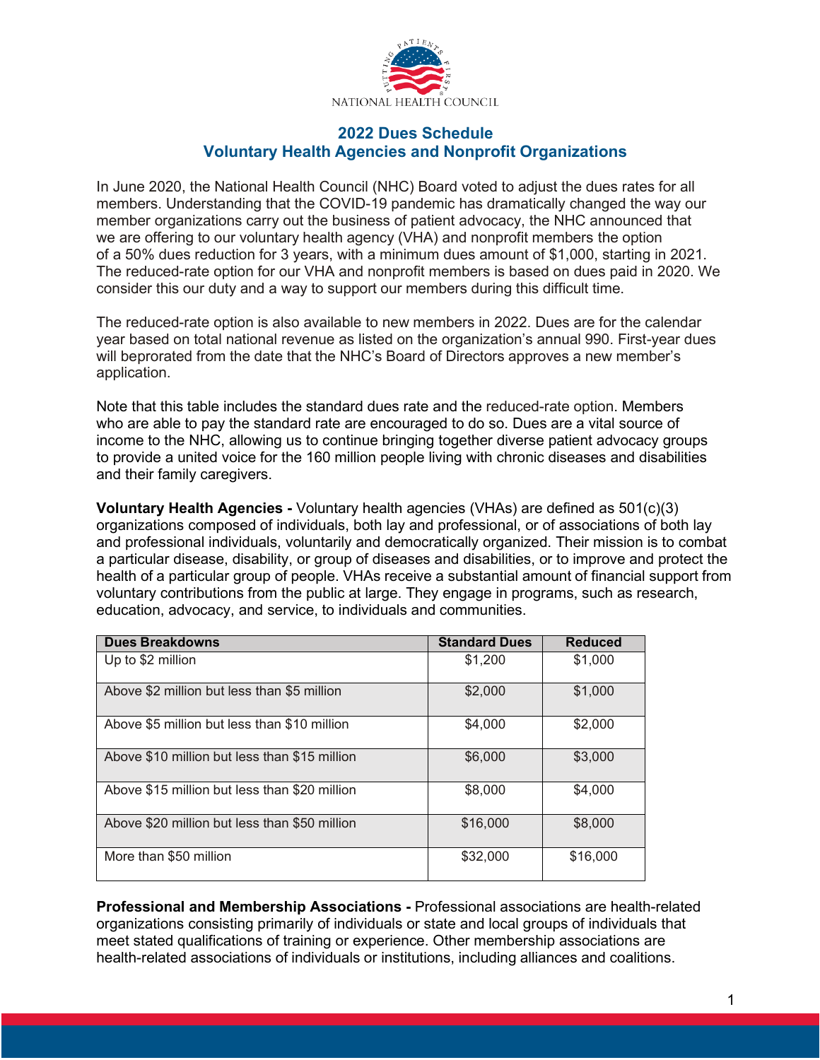NATIONAL HEALTH COUNCIL

## 2022 Dues Schedule
## Voluntary Health Agencies and Nonprofit Organizations

In June 2020, the National Health Council (NHC) Board voted to adjust the dues rates for all members. Understanding that the COVID-19 pandemic has dramatically changed the way our member organizations carry out the business of patient advocacy, the NHC announced that we are offering to our voluntary health agency (VHA) and nonprofit members the option of a 50% dues reduction for 3 years, with a minimum dues amount of $1,000, starting in 2021. The reduced-rate option for our VHA and nonprofit members is based on dues paid in 2020. We consider this our duty and a way to support our members during this difficult time.

The reduced-rate option is also available to new members in 2022. Dues are for the calendar year based on total national revenue as listed on the organization's annual 990. First-year dues will beprorated from the date that the NHC's Board of Directors approves a new member's application.

Note that this table includes the standard dues rate and the reduced-rate option. Members who are able to pay the standard rate are encouraged to do so. Dues are a vital source of income to the NHC, allowing us to continue bringing together diverse patient advocacy groups to provide a united voice for the 160 million people living with chronic diseases and disabilities and their family caregivers.

**Voluntary Health Agencies -** Voluntary health agencies (VHAs) are defined as 501(c)(3) organizations composed of individuals, both lay and professional, or of associations of both lay and professional individuals, voluntarily and democratically organized. Their mission is to combat a particular disease, disability, or group of diseases and disabilities, or to improve and protect the health of a particular group of people. VHAs receive a substantial amount of financial support from voluntary contributions from the public at large. They engage in programs, such as research, education, advocacy, and service, to individuals and communities.

| Dues Breakdowns | Standard Dues | Reduced |
|---|---|---|
| Up to $2 million | $1,200 | $1,000 |
| Above $2 million but less than $5 million | $2,000 | $1,000 |
| Above $5 million but less than $10 million | $4,000 | $2,000 |
| Above $10 million but less than $15 million | $6,000 | $3,000 |
| Above $15 million but less than $20 million | $8,000 | $4,000 |
| Above $20 million but less than $50 million | $16,000 | $8,000 |
| More than $50 million | $32,000 | $16,000 |

**Professional and Membership Associations -** Professional associations are health-related organizations consisting primarily of individuals or state and local groups of individuals that meet stated qualifications of training or experience. Other membership associations are health-related associations of individuals or institutions, including alliances and coalitions.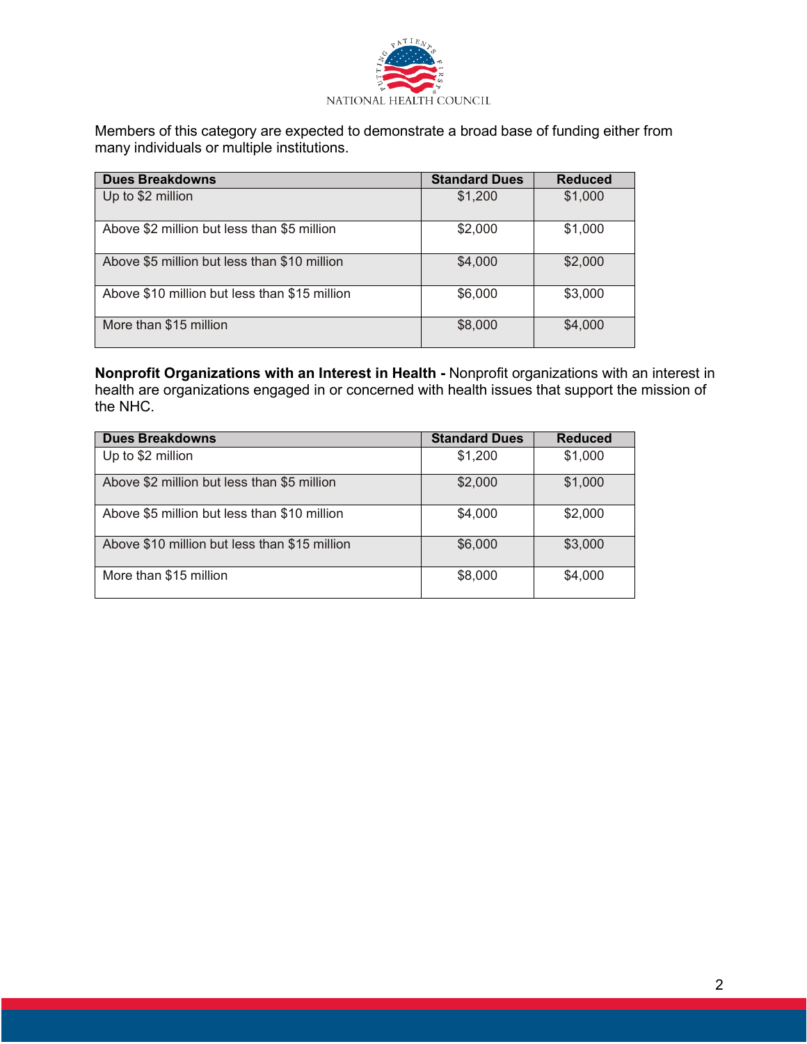Members of this category are expected to demonstrate a broad base of funding either from many individuals or multiple institutions.

| Dues Breakdowns | Standard Dues | Reduced |
|---|---|---|
| Up to $2 million | $1,200 | $1,000 |
| Above $2 million but less than $5 million | $2,000 | $1,000 |
| Above $5 million but less than $10 million | $4,000 | $2,000 |
| Above $10 million but less than $15 million | $6,000 | $3,000 |
| More than $15 million | $8,000 | $4,000 |

**Nonprofit Organizations with an Interest in Health -** Nonprofit organizations with an interest in health are organizations engaged in or concerned with health issues that support the mission of the NHC.

| Dues Breakdowns | Standard Dues | Reduced |
|---|---|---|
| Up to $2 million | $1,200 | $1,000 |
| Above $2 million but less than $5 million | $2,000 | $1,000 |
| Above $5 million but less than $10 million | $4,000 | $2,000 |
| Above $10 million but less than $15 million | $6,000 | $3,000 |
| More than $15 million | $8,000 | $4,000 |